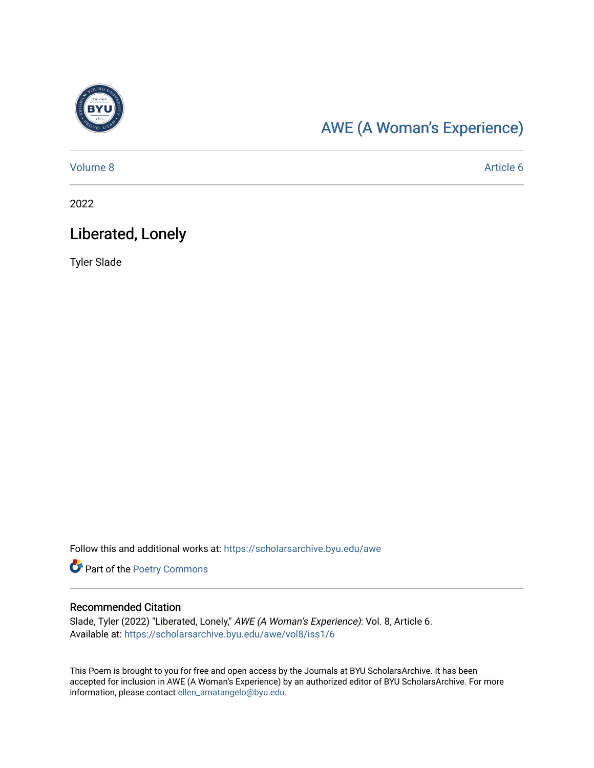AWE (A Woman's Experience)

Volume 8 | Article 6

2022

# Liberated, Lonely

Tyler Slade

Follow this and additional works at: https://scholarsarchive.byu.edu/awe

Part of the Poetry Commons

## Recommended Citation

Slade, Tyler (2022) "Liberated, Lonely," *AWE (A Woman's Experience)*: Vol. 8, Article 6.
Available at: https://scholarsarchive.byu.edu/awe/vol8/iss1/6

This Poem is brought to you for free and open access by the Journals at BYU ScholarsArchive. It has been accepted for inclusion in AWE (A Woman's Experience) by an authorized editor of BYU ScholarsArchive. For more information, please contact ellen_amatangelo@byu.edu.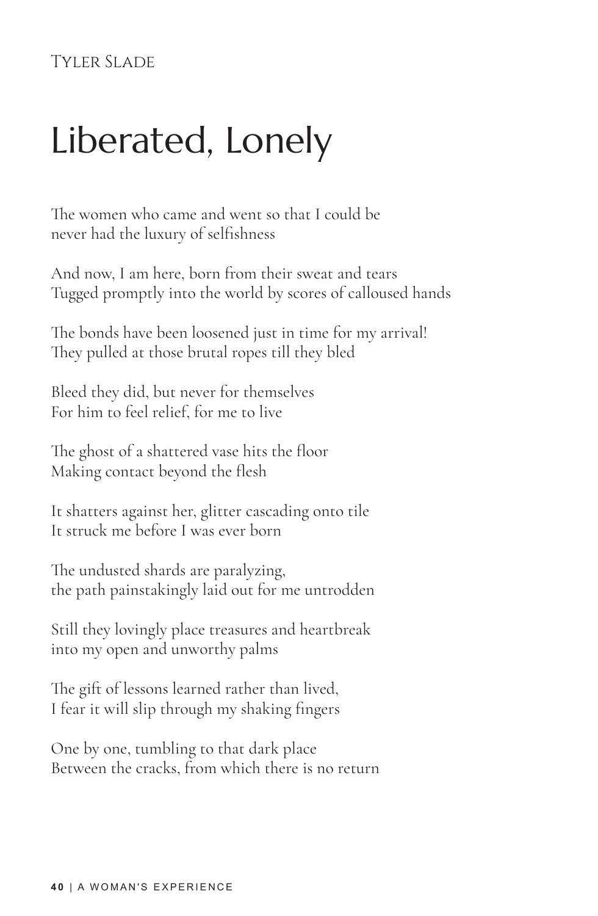Tyler Slade

# Liberated, Lonely

The women who came and went so that I could be
never had the luxury of selfishness

And now, I am here, born from their sweat and tears
Tugged promptly into the world by scores of calloused hands

The bonds have been loosened just in time for my arrival!
They pulled at those brutal ropes till they bled

Bleed they did, but never for themselves
For him to feel relief, for me to live

The ghost of a shattered vase hits the floor
Making contact beyond the flesh

It shatters against her, glitter cascading onto tile
It struck me before I was ever born

The undusted shards are paralyzing,
the path painstakingly laid out for me untrodden

Still they lovingly place treasures and heartbreak
into my open and unworthy palms

The gift of lessons learned rather than lived,
I fear it will slip through my shaking fingers

One by one, tumbling to that dark place
Between the cracks, from which there is no return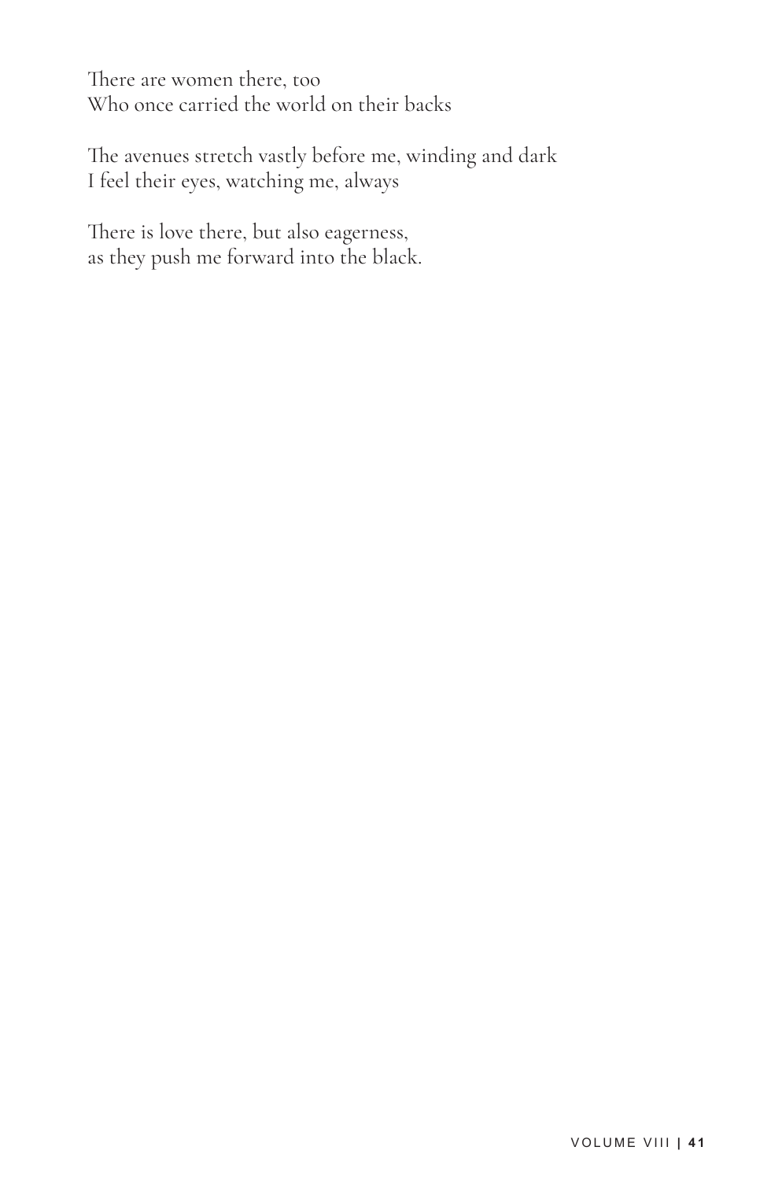There are women there, too
Who once carried the world on their backs

The avenues stretch vastly before me, winding and dark
I feel their eyes, watching me, always

There is love there, but also eagerness,
as they push me forward into the black.